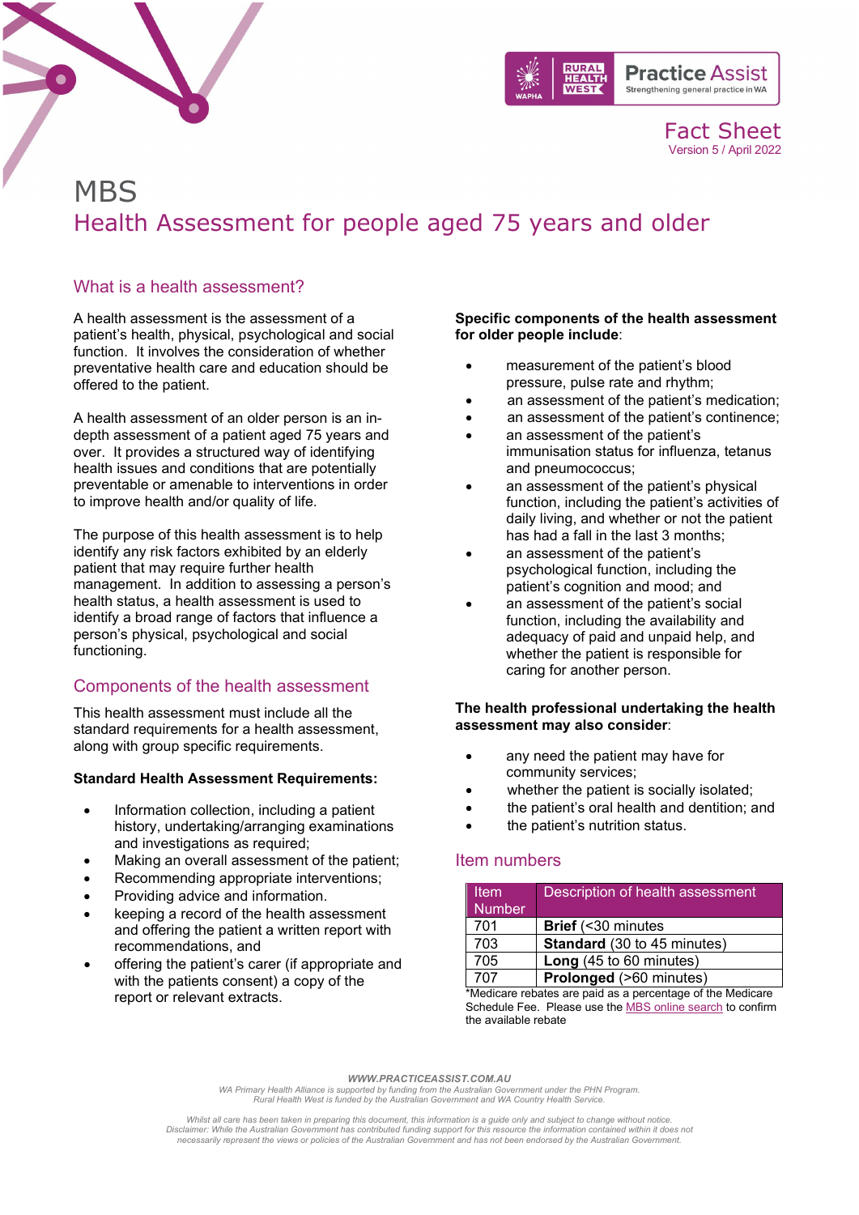Fact Sheet
Version 5 / April 2022

# MBS

## Health Assessment for people aged 75 years and older

### What is a health assessment?

A health assessment is the assessment of a patient's health, physical, psychological and social function. It involves the consideration of whether preventative health care and education should be offered to the patient.

A health assessment of an older person is an in-depth assessment of a patient aged 75 years and over. It provides a structured way of identifying health issues and conditions that are potentially preventable or amenable to interventions in order to improve health and/or quality of life.

The purpose of this health assessment is to help identify any risk factors exhibited by an elderly patient that may require further health management. In addition to assessing a person's health status, a health assessment is used to identify a broad range of factors that influence a person's physical, psychological and social functioning.

### Components of the health assessment

This health assessment must include all the standard requirements for a health assessment, along with group specific requirements.

**Standard Health Assessment Requirements:**

- Information collection, including a patient history, undertaking/arranging examinations and investigations as required;
- Making an overall assessment of the patient;
- Recommending appropriate interventions;
- Providing advice and information.
- keeping a record of the health assessment and offering the patient a written report with recommendations, and
- offering the patient's carer (if appropriate and with the patients consent) a copy of the report or relevant extracts.

**Specific components of the health assessment for older people include**:

- measurement of the patient's blood pressure, pulse rate and rhythm;
- an assessment of the patient's medication;
- an assessment of the patient's continence;
- an assessment of the patient's immunisation status for influenza, tetanus and pneumococcus;
- an assessment of the patient's physical function, including the patient's activities of daily living, and whether or not the patient has had a fall in the last 3 months;
- an assessment of the patient's psychological function, including the patient's cognition and mood; and
- an assessment of the patient's social function, including the availability and adequacy of paid and unpaid help, and whether the patient is responsible for caring for another person.

**The health professional undertaking the health assessment may also consider**:

- any need the patient may have for community services;
- whether the patient is socially isolated;
- the patient's oral health and dentition; and
- the patient's nutrition status.

### Item numbers

| Item Number | Description of health assessment |
|---|---|
| 701 | **Brief** (<30 minutes |
| 703 | **Standard** (30 to 45 minutes) |
| 705 | **Long** (45 to 60 minutes) |
| 707 | **Prolonged** (>60 minutes) |

*Medicare rebates are paid as a percentage of the Medicare Schedule Fee. Please use the MBS online search to confirm the available rebate

**WWW.PRACTICEASSIST.COM.AU**

*WA Primary Health Alliance is supported by funding from the Australian Government under the PHN Program. Rural Health West is funded by the Australian Government and WA Country Health Service.*

*Whilst all care has been taken in preparing this document, this information is a guide only and subject to change without notice. Disclaimer: While the Australian Government has contributed funding support for this resource the information contained within it does not necessarily represent the views or policies of the Australian Government and has not been endorsed by the Australian Government.*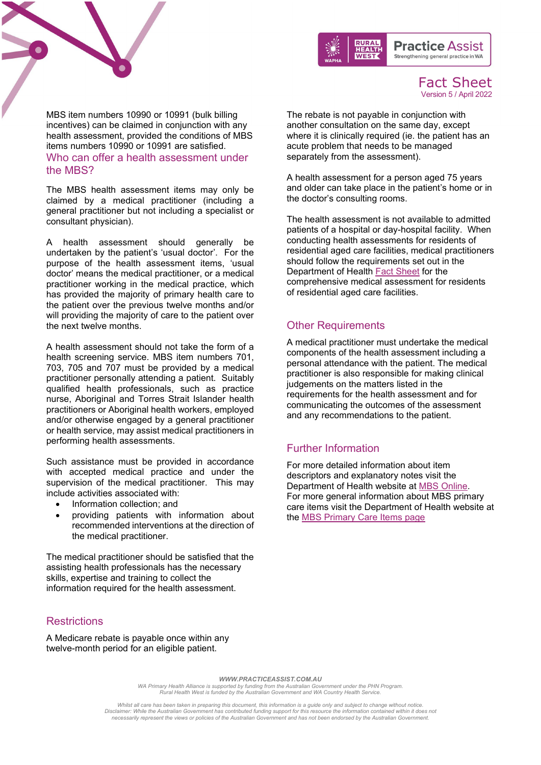MBS item numbers 10990 or 10991 (bulk billing incentives) can be claimed in conjunction with any health assessment, provided the conditions of MBS items numbers 10990 or 10991 are satisfied.

## Who can offer a health assessment under the MBS?

The MBS health assessment items may only be claimed by a medical practitioner (including a general practitioner but not including a specialist or consultant physician).

A health assessment should generally be undertaken by the patient's 'usual doctor'. For the purpose of the health assessment items, 'usual doctor' means the medical practitioner, or a medical practitioner working in the medical practice, which has provided the majority of primary health care to the patient over the previous twelve months and/or will providing the majority of care to the patient over the next twelve months.

A health assessment should not take the form of a health screening service. MBS item numbers 701, 703, 705 and 707 must be provided by a medical practitioner personally attending a patient. Suitably qualified health professionals, such as practice nurse, Aboriginal and Torres Strait Islander health practitioners or Aboriginal health workers, employed and/or otherwise engaged by a general practitioner or health service, may assist medical practitioners in performing health assessments.

Such assistance must be provided in accordance with accepted medical practice and under the supervision of the medical practitioner. This may include activities associated with:

- Information collection; and
- providing patients with information about recommended interventions at the direction of the medical practitioner.

The medical practitioner should be satisfied that the assisting health professionals has the necessary skills, expertise and training to collect the information required for the health assessment.

## Restrictions

A Medicare rebate is payable once within any twelve-month period for an eligible patient.

The rebate is not payable in conjunction with another consultation on the same day, except where it is clinically required (ie. the patient has an acute problem that needs to be managed separately from the assessment).

A health assessment for a person aged 75 years and older can take place in the patient's home or in the doctor's consulting rooms.

The health assessment is not available to admitted patients of a hospital or day-hospital facility. When conducting health assessments for residents of residential aged care facilities, medical practitioners should follow the requirements set out in the Department of Health Fact Sheet for the comprehensive medical assessment for residents of residential aged care facilities.

## Other Requirements

A medical practitioner must undertake the medical components of the health assessment including a personal attendance with the patient. The medical practitioner is also responsible for making clinical judgements on the matters listed in the requirements for the health assessment and for communicating the outcomes of the assessment and any recommendations to the patient.

## Further Information

For more detailed information about item descriptors and explanatory notes visit the Department of Health website at MBS Online.
For more general information about MBS primary care items visit the Department of Health website at the MBS Primary Care Items page